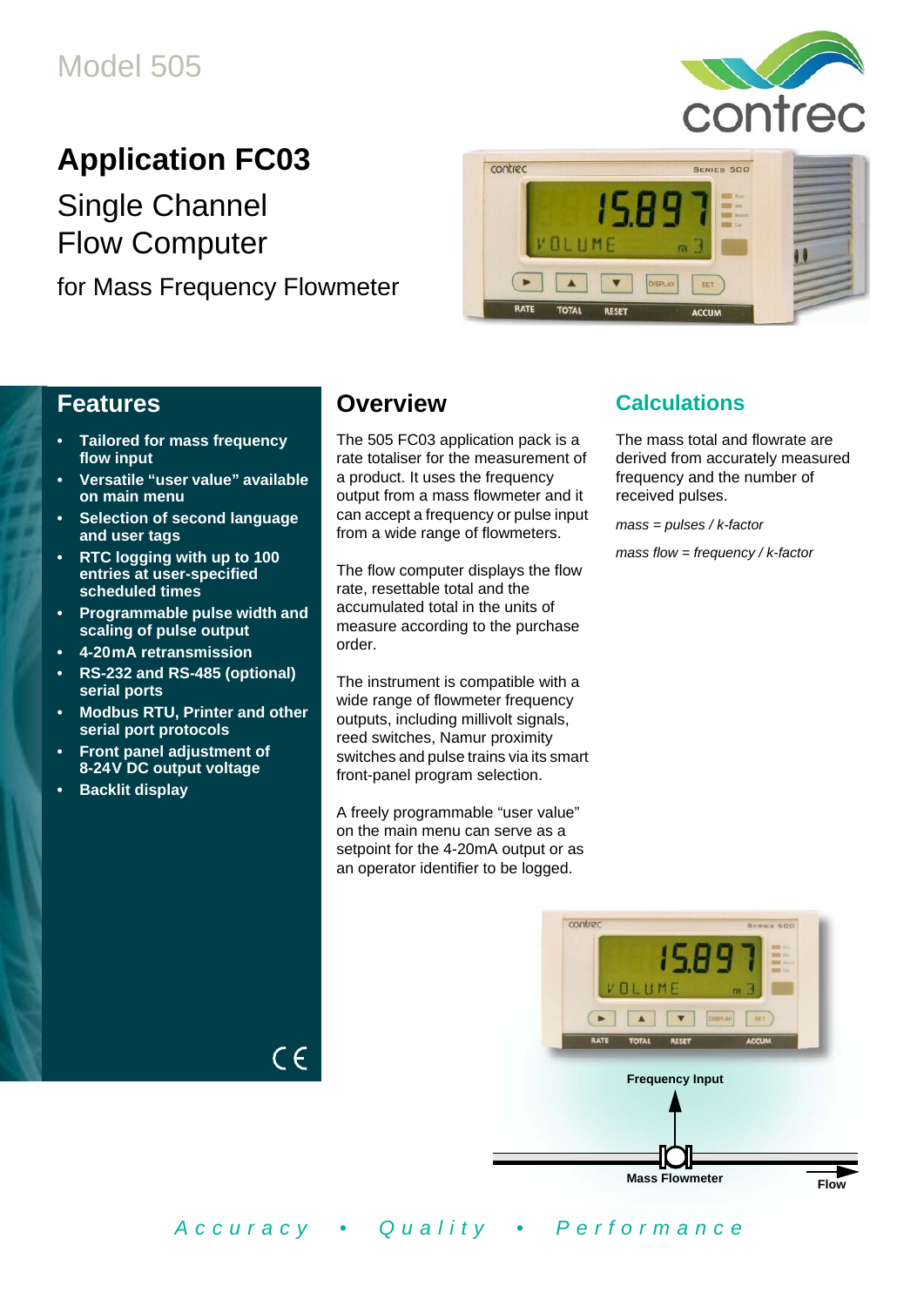Model 505

# Application FC03

## Single Channel Flow Computer

for Mass Frequency Flowmeter

## Features

- **Tailored for mass frequency flow input**
- **Versatile "user value" available on main menu**
- **Selection of second language and user tags**
- **RTC logging with up to 100 entries at user-specified scheduled times**
- **Programmable pulse width and scaling of pulse output**
- **4-20mA retransmission**
- **RS-232 and RS-485 (optional) serial ports**
- **Modbus RTU, Printer and other serial port protocols**
- **Front panel adjustment of 8-24V DC output voltage**
- **Backlit display**

## Overview

The 505 FC03 application pack is a rate totaliser for the measurement of a product. It uses the frequency output from a mass flowmeter and it can accept a frequency or pulse input from a wide range of flowmeters.

The flow computer displays the flow rate, resettable total and the accumulated total in the units of measure according to the purchase order.

The instrument is compatible with a wide range of flowmeter frequency outputs, including millivolt signals, reed switches, Namur proximity switches and pulse trains via its smart front-panel program selection.

A freely programmable "user value" on the main menu can serve as a setpoint for the 4-20mA output or as an operator identifier to be logged.

## Calculations

The mass total and flowrate are derived from accurately measured frequency and the number of received pulses.

*mass = pulses / k-factor*

*mass flow = frequency / k-factor*

Frequency Input

Mass Flowmeter

Flow

*Accuracy • Quality • Performance*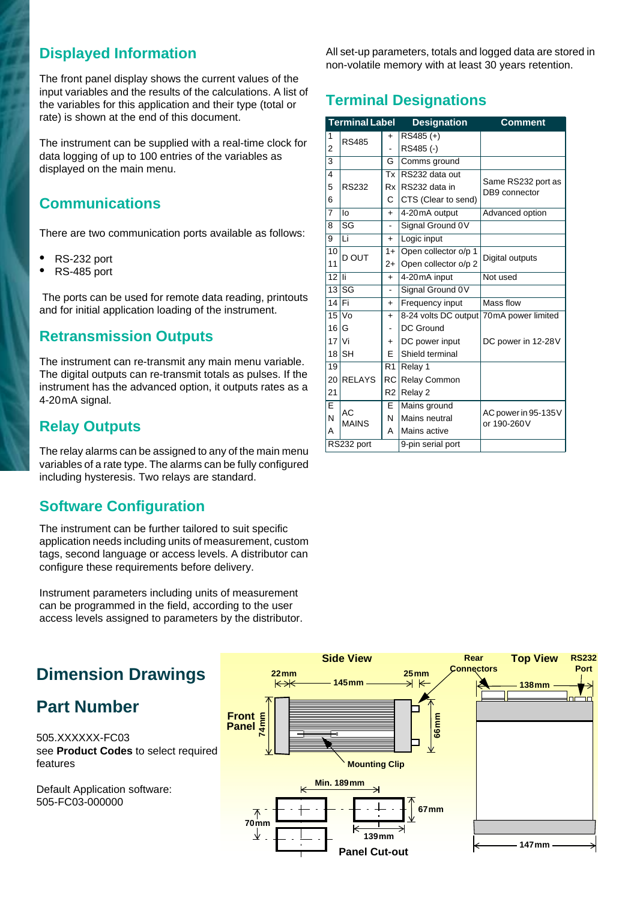## Displayed Information

The front panel display shows the current values of the input variables and the results of the calculations. A list of the variables for this application and their type (total or rate) is shown at the end of this document.

The instrument can be supplied with a real-time clock for data logging of up to 100 entries of the variables as displayed on the main menu.

## Communications

There are two communication ports available as follows:

- RS-232 port
- RS-485 port

The ports can be used for remote data reading, printouts and for initial application loading of the instrument.

## Retransmission Outputs

The instrument can re-transmit any main menu variable. The digital outputs can re-transmit totals as pulses. If the instrument has the advanced option, it outputs rates as a 4-20 mA signal.

## Relay Outputs

The relay alarms can be assigned to any of the main menu variables of a rate type. The alarms can be fully configured including hysteresis. Two relays are standard.

## Software Configuration

The instrument can be further tailored to suit specific application needs including units of measurement, custom tags, second language or access levels. A distributor can configure these requirements before delivery.

Instrument parameters including units of measurement can be programmed in the field, according to the user access levels assigned to parameters by the distributor.

All set-up parameters, totals and logged data are stored in non-volatile memory with at least 30 years retention.

## Terminal Designations

| Terminal Label | | | Designation | Comment |
|---|---|---|---|---|
| 1 | RS485 | + | RS485 (+) | |
| 2 | | - | RS485 (-) | |
| 3 | | G | Comms ground | |
| 4 | RS232 | Tx | RS232 data out | Same RS232 port as DB9 connector |
| 5 | | Rx | RS232 data in | |
| 6 | | C | CTS (Clear to send) | |
| 7 | Io | + | 4-20 mA output | Advanced option |
| 8 | SG | - | Signal Ground 0V | |
| 9 | Li | + | Logic input | |
| 10 | D OUT | 1+ | Open collector o/p 1 | Digital outputs |
| 11 | | 2+ | Open collector o/p 2 | |
| 12 | Ii | + | 4-20 mA input | Not used |
| 13 | SG | - | Signal Ground 0V | |
| 14 | Fi | + | Frequency input | Mass flow |
| 15 | Vo | + | 8-24 volts DC output | 70 mA power limited |
| 16 | G | - | DC Ground | |
| 17 | Vi | + | DC power input | DC power in 12-28V |
| 18 | SH | E | Shield terminal | |
| 19 | RELAYS | R1 | Relay 1 | |
| 20 | | RC | Relay Common | |
| 21 | | R2 | Relay 2 | |
| E | AC MAINS | E | Mains ground | AC power in 95-135V or 190-260V |
| N | | N | Mains neutral | |
| A | | A | Mains active | |
| RS232 port | | | 9-pin serial port | |

## Dimension Drawings

## Part Number

505.XXXXXX-FC03
see **Product Codes** to select required features

Default Application software:
505-FC03-000000

Side View: Front Panel, 22 mm, 145 mm, 25 mm, 74 mm, 66 mm, Rear Connectors, Mounting Clip

Top View: 138 mm, RS232 Port, 147 mm

Panel Cut-out: Min. 189 mm, 70 mm, 67 mm, 139 mm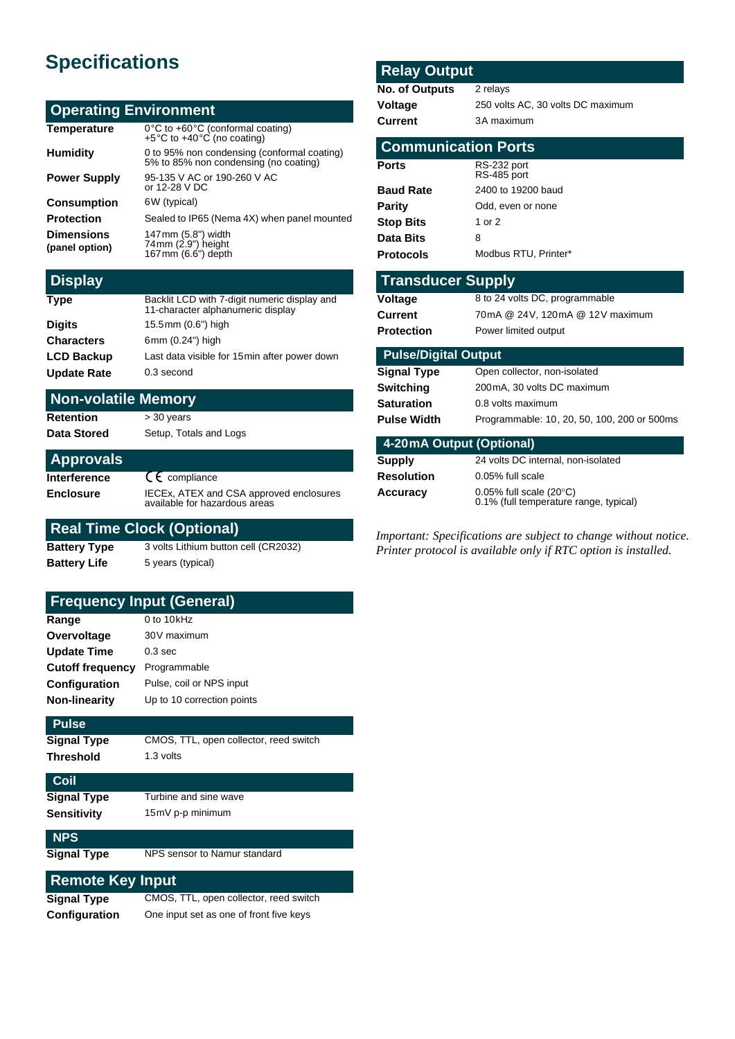# Specifications

## Operating Environment

| | |
|---|---|
| **Temperature** | 0°C to +60°C (conformal coating)<br>+5°C to +40°C (no coating) |
| **Humidity** | 0 to 95% non condensing (conformal coating)<br>5% to 85% non condensing (no coating) |
| **Power Supply** | 95-135 V AC or 190-260 V AC<br>or 12-28 V DC |
| **Consumption** | 6W (typical) |
| **Protection** | Sealed to IP65 (Nema 4X) when panel mounted |
| **Dimensions (panel option)** | 147mm (5.8") width<br>74mm (2.9") height<br>167mm (6.6") depth |

## Display

| | |
|---|---|
| **Type** | Backlit LCD with 7-digit numeric display and 11-character alphanumeric display |
| **Digits** | 15.5mm (0.6") high |
| **Characters** | 6mm (0.24") high |
| **LCD Backup** | Last data visible for 15min after power down |
| **Update Rate** | 0.3 second |

## Non-volatile Memory

| | |
|---|---|
| **Retention** | > 30 years |
| **Data Stored** | Setup, Totals and Logs |

## Approvals

| | |
|---|---|
| **Interference** | CE compliance |
| **Enclosure** | IECEx, ATEX and CSA approved enclosures available for hazardous areas |

## Real Time Clock (Optional)

| | |
|---|---|
| **Battery Type** | 3 volts Lithium button cell (CR2032) |
| **Battery Life** | 5 years (typical) |

## Frequency Input (General)

| | |
|---|---|
| **Range** | 0 to 10kHz |
| **Overvoltage** | 30V maximum |
| **Update Time** | 0.3 sec |
| **Cutoff frequency** | Programmable |
| **Configuration** | Pulse, coil or NPS input |
| **Non-linearity** | Up to 10 correction points |

### Pulse

| | |
|---|---|
| **Signal Type** | CMOS, TTL, open collector, reed switch |
| **Threshold** | 1.3 volts |

### Coil

| | |
|---|---|
| **Signal Type** | Turbine and sine wave |
| **Sensitivity** | 15mV p-p minimum |

### NPS

| | |
|---|---|
| **Signal Type** | NPS sensor to Namur standard |

## Remote Key Input

| | |
|---|---|
| **Signal Type** | CMOS, TTL, open collector, reed switch |
| **Configuration** | One input set as one of front five keys |

## Relay Output

| | |
|---|---|
| **No. of Outputs** | 2 relays |
| **Voltage** | 250 volts AC, 30 volts DC maximum |
| **Current** | 3A maximum |

## Communication Ports

| | |
|---|---|
| **Ports** | RS-232 port<br>RS-485 port |
| **Baud Rate** | 2400 to 19200 baud |
| **Parity** | Odd, even or none |
| **Stop Bits** | 1 or 2 |
| **Data Bits** | 8 |
| **Protocols** | Modbus RTU, Printer* |

## Transducer Supply

| | |
|---|---|
| **Voltage** | 8 to 24 volts DC, programmable |
| **Current** | 70mA @ 24V, 120mA @ 12V maximum |
| **Protection** | Power limited output |

### Pulse/Digital Output

| | |
|---|---|
| **Signal Type** | Open collector, non-isolated |
| **Switching** | 200mA, 30 volts DC maximum |
| **Saturation** | 0.8 volts maximum |
| **Pulse Width** | Programmable: 10, 20, 50, 100, 200 or 500ms |

### 4-20mA Output (Optional)

| | |
|---|---|
| **Supply** | 24 volts DC internal, non-isolated |
| **Resolution** | 0.05% full scale |
| **Accuracy** | 0.05% full scale (20°C)<br>0.1% (full temperature range, typical) |

*Important: Specifications are subject to change without notice.*
*Printer protocol is available only if RTC option is installed.*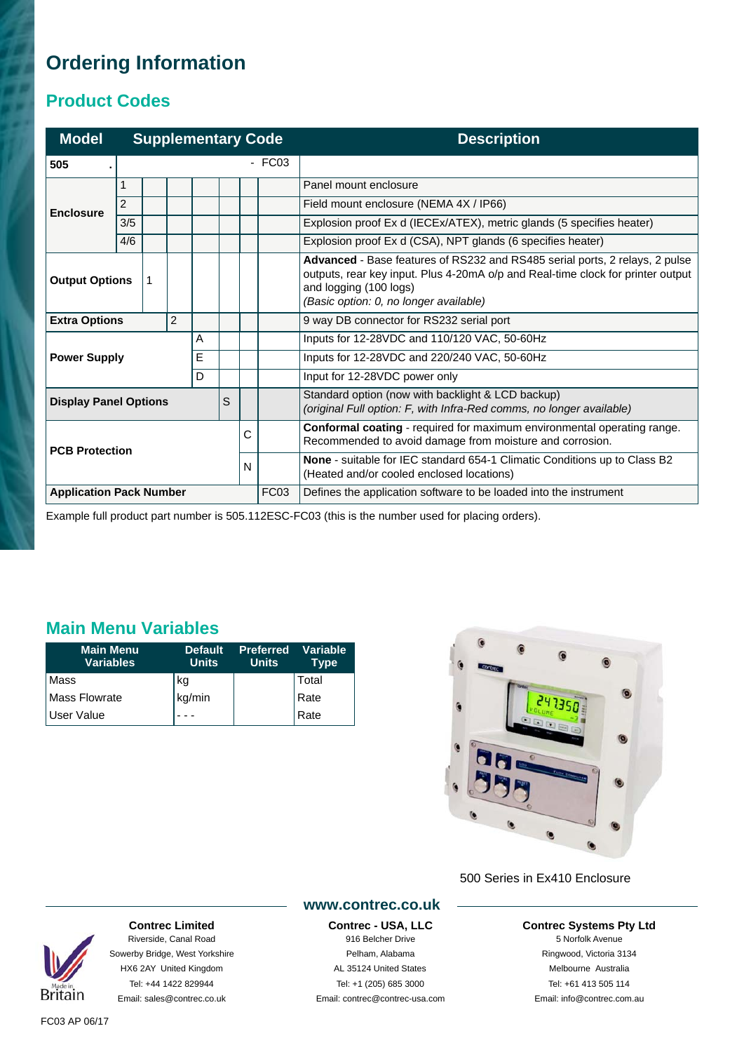# Ordering Information

## Product Codes

| Model | Supplementary Code | | | | | | | Description |
|---|---|---|---|---|---|---|---|---|
| 505 . | | | | | | | - FC03 | |
| Enclosure | 1 | | | | | | | Panel mount enclosure |
| | 2 | | | | | | | Field mount enclosure (NEMA 4X / IP66) |
| | 3/5 | | | | | | | Explosion proof Ex d (IECEx/ATEX), metric glands (5 specifies heater) |
| | 4/6 | | | | | | | Explosion proof Ex d (CSA), NPT glands (6 specifies heater) |
| Output Options | | 1 | | | | | | **Advanced** - Base features of RS232 and RS485 serial ports, 2 relays, 2 pulse outputs, rear key input. Plus 4-20mA o/p and Real-time clock for printer output and logging (100 logs) *(Basic option: 0, no longer available)* |
| Extra Options | | | 2 | | | | | 9 way DB connector for RS232 serial port |
| Power Supply | | | | A | | | | Inputs for 12-28VDC and 110/120 VAC, 50-60Hz |
| | | | | E | | | | Inputs for 12-28VDC and 220/240 VAC, 50-60Hz |
| | | | | D | | | | Input for 12-28VDC power only |
| Display Panel Options | | | | | S | | | Standard option (now with backlight & LCD backup) *(original Full option: F, with Infra-Red comms, no longer available)* |
| PCB Protection | | | | | | C | | **Conformal coating** - required for maximum environmental operating range. Recommended to avoid damage from moisture and corrosion. |
| | | | | | | N | | **None** - suitable for IEC standard 654-1 Climatic Conditions up to Class B2 (Heated and/or cooled enclosed locations) |
| Application Pack Number | | | | | | | FC03 | Defines the application software to be loaded into the instrument |

Example full product part number is 505.112ESC-FC03 (this is the number used for placing orders).

## Main Menu Variables

| Main Menu Variables | Default Units | Preferred Units | Variable Type |
|---|---|---|---|
| Mass | kg | | Total |
| Mass Flowrate | kg/min | | Rate |
| User Value | - - - | | Rate |

500 Series in Ex410 Enclosure

www.contrec.co.uk

**Contrec Limited**
Riverside, Canal Road
Sowerby Bridge, West Yorkshire
HX6 2AY United Kingdom
Tel: +44 1422 829944
Email: sales@contrec.co.uk

**Contrec - USA, LLC**
916 Belcher Drive
Pelham, Alabama
AL 35124 United States
Tel: +1 (205) 685 3000
Email: contrec@contrec-usa.com

**Contrec Systems Pty Ltd**
5 Norfolk Avenue
Ringwood, Victoria 3134
Melbourne Australia
Tel: +61 413 505 114
Email: info@contrec.com.au

Made in Britain

FC03 AP 06/17